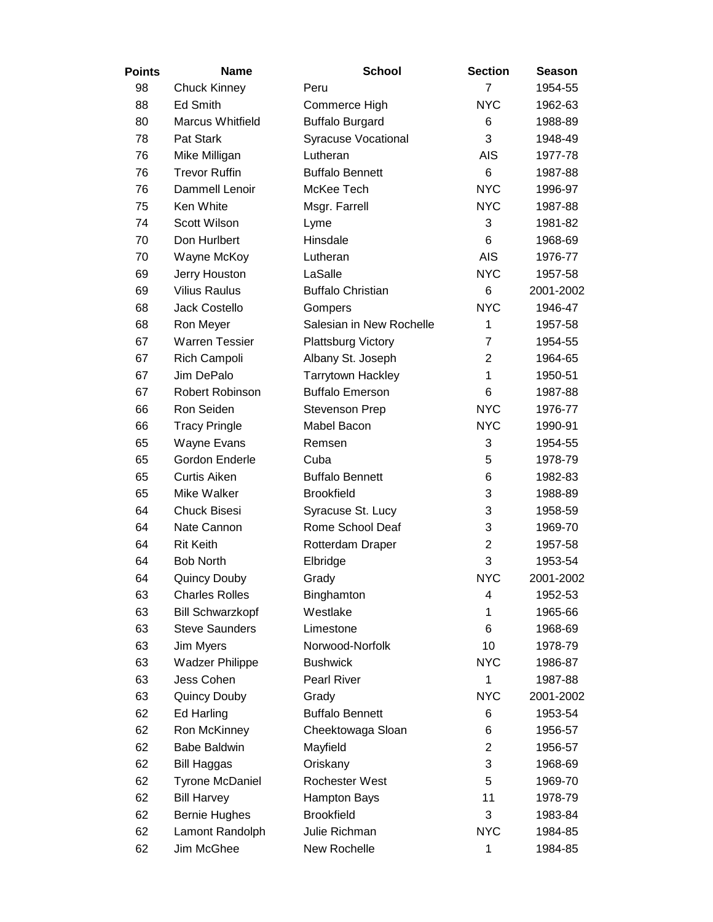| Points | Name | School | Section | Season |
|---|---|---|---|---|
| 98 | Chuck Kinney | Peru | 7 | 1954-55 |
| 88 | Ed Smith | Commerce High | NYC | 1962-63 |
| 80 | Marcus Whitfield | Buffalo Burgard | 6 | 1988-89 |
| 78 | Pat Stark | Syracuse Vocational | 3 | 1948-49 |
| 76 | Mike Milligan | Lutheran | AIS | 1977-78 |
| 76 | Trevor Ruffin | Buffalo Bennett | 6 | 1987-88 |
| 76 | Dammell Lenoir | McKee Tech | NYC | 1996-97 |
| 75 | Ken White | Msgr. Farrell | NYC | 1987-88 |
| 74 | Scott Wilson | Lyme | 3 | 1981-82 |
| 70 | Don Hurlbert | Hinsdale | 6 | 1968-69 |
| 70 | Wayne McKoy | Lutheran | AIS | 1976-77 |
| 69 | Jerry Houston | LaSalle | NYC | 1957-58 |
| 69 | Vilius Raulus | Buffalo Christian | 6 | 2001-2002 |
| 68 | Jack Costello | Gompers | NYC | 1946-47 |
| 68 | Ron Meyer | Salesian in New Rochelle | 1 | 1957-58 |
| 67 | Warren Tessier | Plattsburg Victory | 7 | 1954-55 |
| 67 | Rich Campoli | Albany St. Joseph | 2 | 1964-65 |
| 67 | Jim DePalo | Tarrytown Hackley | 1 | 1950-51 |
| 67 | Robert Robinson | Buffalo Emerson | 6 | 1987-88 |
| 66 | Ron Seiden | Stevenson Prep | NYC | 1976-77 |
| 66 | Tracy Pringle | Mabel Bacon | NYC | 1990-91 |
| 65 | Wayne Evans | Remsen | 3 | 1954-55 |
| 65 | Gordon Enderle | Cuba | 5 | 1978-79 |
| 65 | Curtis Aiken | Buffalo Bennett | 6 | 1982-83 |
| 65 | Mike Walker | Brookfield | 3 | 1988-89 |
| 64 | Chuck Bisesi | Syracuse St. Lucy | 3 | 1958-59 |
| 64 | Nate Cannon | Rome School Deaf | 3 | 1969-70 |
| 64 | Rit Keith | Rotterdam Draper | 2 | 1957-58 |
| 64 | Bob North | Elbridge | 3 | 1953-54 |
| 64 | Quincy Douby | Grady | NYC | 2001-2002 |
| 63 | Charles Rolles | Binghamton | 4 | 1952-53 |
| 63 | Bill Schwarzkopf | Westlake | 1 | 1965-66 |
| 63 | Steve Saunders | Limestone | 6 | 1968-69 |
| 63 | Jim Myers | Norwood-Norfolk | 10 | 1978-79 |
| 63 | Wadzer Philippe | Bushwick | NYC | 1986-87 |
| 63 | Jess Cohen | Pearl River | 1 | 1987-88 |
| 63 | Quincy Douby | Grady | NYC | 2001-2002 |
| 62 | Ed Harling | Buffalo Bennett | 6 | 1953-54 |
| 62 | Ron McKinney | Cheektowaga Sloan | 6 | 1956-57 |
| 62 | Babe Baldwin | Mayfield | 2 | 1956-57 |
| 62 | Bill Haggas | Oriskany | 3 | 1968-69 |
| 62 | Tyrone McDaniel | Rochester West | 5 | 1969-70 |
| 62 | Bill Harvey | Hampton Bays | 11 | 1978-79 |
| 62 | Bernie Hughes | Brookfield | 3 | 1983-84 |
| 62 | Lamont Randolph | Julie Richman | NYC | 1984-85 |
| 62 | Jim McGhee | New Rochelle | 1 | 1984-85 |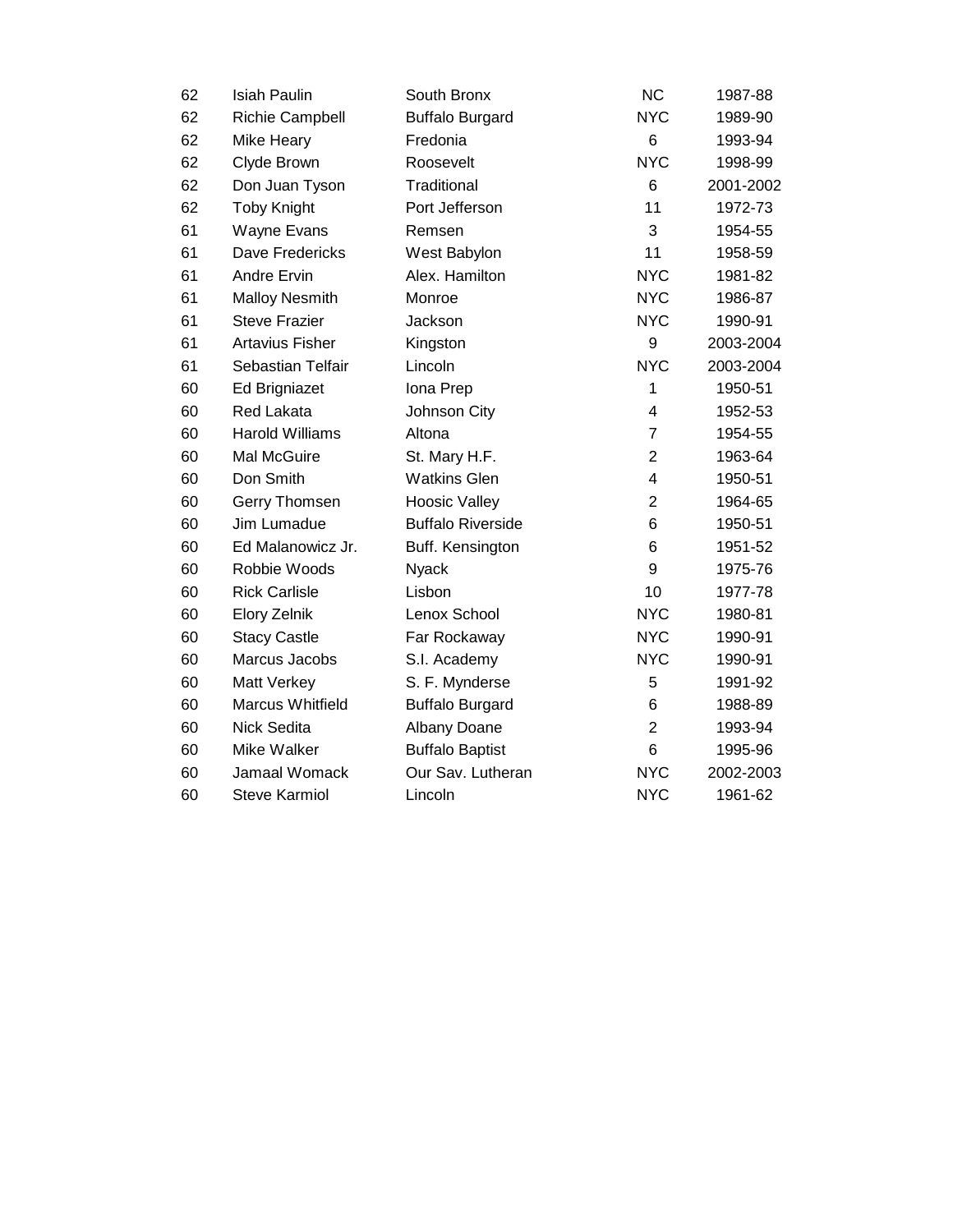| | | | | |
|---|---|---|---|---|
| 62 | Isiah Paulin | South Bronx | NC | 1987-88 |
| 62 | Richie Campbell | Buffalo Burgard | NYC | 1989-90 |
| 62 | Mike Heary | Fredonia | 6 | 1993-94 |
| 62 | Clyde Brown | Roosevelt | NYC | 1998-99 |
| 62 | Don Juan Tyson | Traditional | 6 | 2001-2002 |
| 62 | Toby Knight | Port Jefferson | 11 | 1972-73 |
| 61 | Wayne Evans | Remsen | 3 | 1954-55 |
| 61 | Dave Fredericks | West Babylon | 11 | 1958-59 |
| 61 | Andre Ervin | Alex. Hamilton | NYC | 1981-82 |
| 61 | Malloy Nesmith | Monroe | NYC | 1986-87 |
| 61 | Steve Frazier | Jackson | NYC | 1990-91 |
| 61 | Artavius Fisher | Kingston | 9 | 2003-2004 |
| 61 | Sebastian Telfair | Lincoln | NYC | 2003-2004 |
| 60 | Ed Brigniazet | Iona Prep | 1 | 1950-51 |
| 60 | Red Lakata | Johnson City | 4 | 1952-53 |
| 60 | Harold Williams | Altona | 7 | 1954-55 |
| 60 | Mal McGuire | St. Mary H.F. | 2 | 1963-64 |
| 60 | Don Smith | Watkins Glen | 4 | 1950-51 |
| 60 | Gerry Thomsen | Hoosic Valley | 2 | 1964-65 |
| 60 | Jim Lumadue | Buffalo Riverside | 6 | 1950-51 |
| 60 | Ed Malanowicz Jr. | Buff. Kensington | 6 | 1951-52 |
| 60 | Robbie Woods | Nyack | 9 | 1975-76 |
| 60 | Rick Carlisle | Lisbon | 10 | 1977-78 |
| 60 | Elory Zelnik | Lenox School | NYC | 1980-81 |
| 60 | Stacy Castle | Far Rockaway | NYC | 1990-91 |
| 60 | Marcus Jacobs | S.I. Academy | NYC | 1990-91 |
| 60 | Matt Verkey | S. F. Mynderse | 5 | 1991-92 |
| 60 | Marcus Whitfield | Buffalo Burgard | 6 | 1988-89 |
| 60 | Nick Sedita | Albany Doane | 2 | 1993-94 |
| 60 | Mike Walker | Buffalo Baptist | 6 | 1995-96 |
| 60 | Jamaal Womack | Our Sav. Lutheran | NYC | 2002-2003 |
| 60 | Steve Karmiol | Lincoln | NYC | 1961-62 |